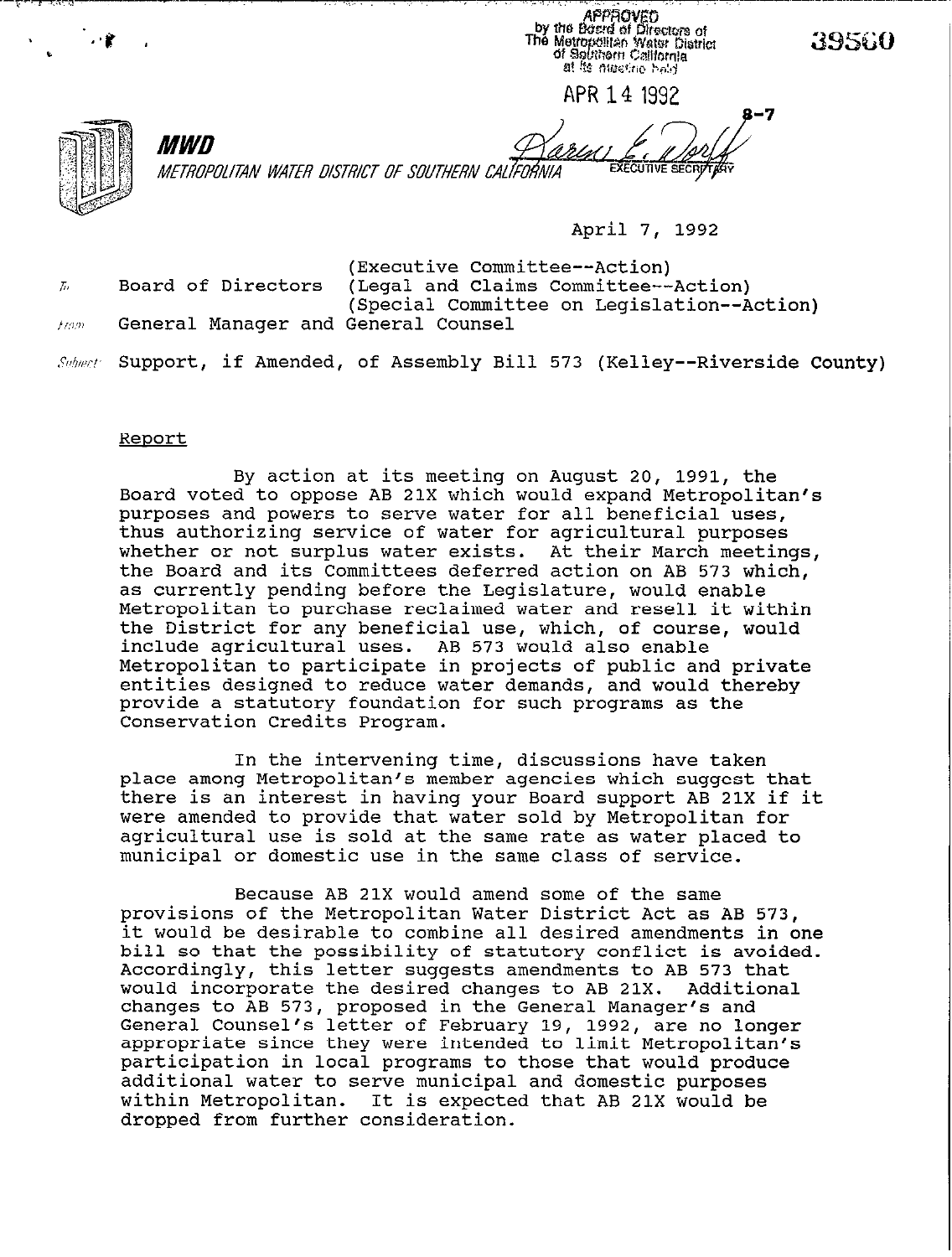APPROVED by the Board of Directors of The Metropolitan Water District of Southern California at its meeting held

APR 14 1992

8-7

39560

Karen E. Wolf
EXECUTIVE SECRETARY

**MWD**

*METROPOLITAN WATER DISTRICT OF SOUTHERN CALIFORNIA*

April 7, 1992

To: Board of Directors (Executive Committee--Action) (Legal and Claims Committee--Action) (Special Committee on Legislation--Action)

From: General Manager and General Counsel

Subject: Support, if Amended, of Assembly Bill 573 (Kelley--Riverside County)

## Report

By action at its meeting on August 20, 1991, the Board voted to oppose AB 21X which would expand Metropolitan's purposes and powers to serve water for all beneficial uses, thus authorizing service of water for agricultural purposes whether or not surplus water exists. At their March meetings, the Board and its Committees deferred action on AB 573 which, as currently pending before the Legislature, would enable Metropolitan to purchase reclaimed water and resell it within the District for any beneficial use, which, of course, would include agricultural uses. AB 573 would also enable Metropolitan to participate in projects of public and private entities designed to reduce water demands, and would thereby provide a statutory foundation for such programs as the Conservation Credits Program.

In the intervening time, discussions have taken place among Metropolitan's member agencies which suggest that there is an interest in having your Board support AB 21X if it were amended to provide that water sold by Metropolitan for agricultural use is sold at the same rate as water placed to municipal or domestic use in the same class of service.

Because AB 21X would amend some of the same provisions of the Metropolitan Water District Act as AB 573, it would be desirable to combine all desired amendments in one bill so that the possibility of statutory conflict is avoided. Accordingly, this letter suggests amendments to AB 573 that would incorporate the desired changes to AB 21X. Additional changes to AB 573, proposed in the General Manager's and General Counsel's letter of February 19, 1992, are no longer appropriate since they were intended to limit Metropolitan's participation in local programs to those that would produce additional water to serve municipal and domestic purposes within Metropolitan. It is expected that AB 21X would be dropped from further consideration.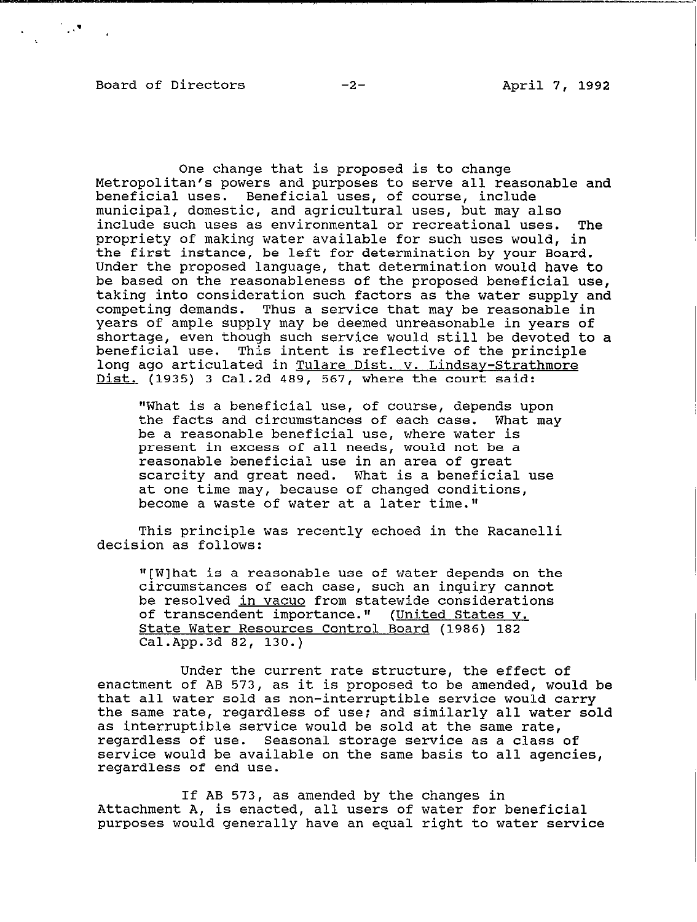One change that is proposed is to change Metropolitan's powers and purposes to serve all reasonable and beneficial uses. Beneficial uses, of course, include municipal, domestic, and agricultural uses, but may also include such uses as environmental or recreational uses. The propriety of making water available for such uses would, in the first instance, be left for determination by your Board. Under the proposed language, that determination would have to be based on the reasonableness of the proposed beneficial use, taking into consideration such factors as the water supply and competing demands. Thus a service that may be reasonable in years of ample supply may be deemed unreasonable in years of shortage, even though such service would still be devoted to a beneficial use. This intent is reflective of the principle long ago articulated in Tulare Dist. v. Lindsay-Strathmore Dist. (1935) 3 Cal.2d 489, 567, where the court said:

> "What is a beneficial use, of course, depends upon the facts and circumstances of each case. What may be a reasonable beneficial use, where water is present in excess of all needs, would not be a reasonable beneficial use in an area of great scarcity and great need. What is a beneficial use at one time may, because of changed conditions, become a waste of water at a later time."

This principle was recently echoed in the Racanelli decision as follows:

> "[W]hat is a reasonable use of water depends on the circumstances of each case, such an inquiry cannot be resolved *in vacuo* from statewide considerations of transcendent importance." (United States v. State Water Resources Control Board (1986) 182 Cal.App.3d 82, 130.)

Under the current rate structure, the effect of enactment of AB 573, as it is proposed to be amended, would be that all water sold as non-interruptible service would carry the same rate, regardless of use; and similarly all water sold as interruptible service would be sold at the same rate, regardless of use. Seasonal storage service as a class of service would be available on the same basis to all agencies, regardless of end use.

If AB 573, as amended by the changes in Attachment A, is enacted, all users of water for beneficial purposes would generally have an equal right to water service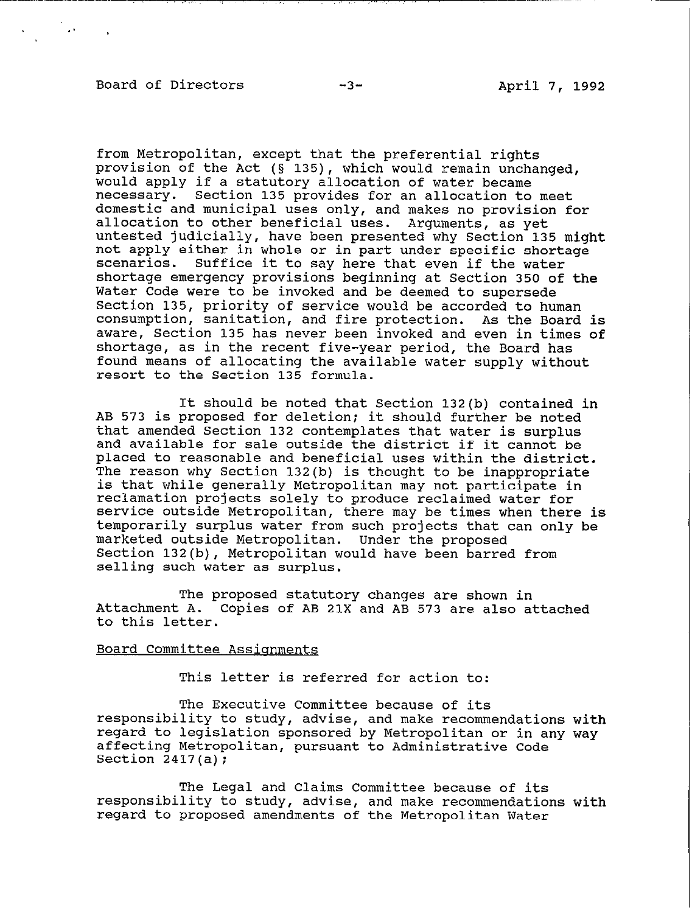from Metropolitan, except that the preferential rights provision of the Act (§ 135), which would remain unchanged, would apply if a statutory allocation of water became necessary. Section 135 provides for an allocation to meet domestic and municipal uses only, and makes no provision for allocation to other beneficial uses. Arguments, as yet untested judicially, have been presented why Section 135 might not apply either in whole or in part under specific shortage scenarios. Suffice it to say here that even if the water shortage emergency provisions beginning at Section 350 of the Water Code were to be invoked and be deemed to supersede Section 135, priority of service would be accorded to human consumption, sanitation, and fire protection. As the Board is aware, Section 135 has never been invoked and even in times of shortage, as in the recent five-year period, the Board has found means of allocating the available water supply without resort to the Section 135 formula.

It should be noted that Section 132(b) contained in AB 573 is proposed for deletion; it should further be noted that amended Section 132 contemplates that water is surplus and available for sale outside the district if it cannot be placed to reasonable and beneficial uses within the district. The reason why Section 132(b) is thought to be inappropriate is that while generally Metropolitan may not participate in reclamation projects solely to produce reclaimed water for service outside Metropolitan, there may be times when there is temporarily surplus water from such projects that can only be marketed outside Metropolitan. Under the proposed Section 132(b), Metropolitan would have been barred from selling such water as surplus.

The proposed statutory changes are shown in Attachment A. Copies of AB 21X and AB 573 are also attached to this letter.

Board Committee Assignments

This letter is referred for action to:

The Executive Committee because of its responsibility to study, advise, and make recommendations with regard to legislation sponsored by Metropolitan or in any way affecting Metropolitan, pursuant to Administrative Code Section 2417(a);

The Legal and Claims Committee because of its responsibility to study, advise, and make recommendations with regard to proposed amendments of the Metropolitan Water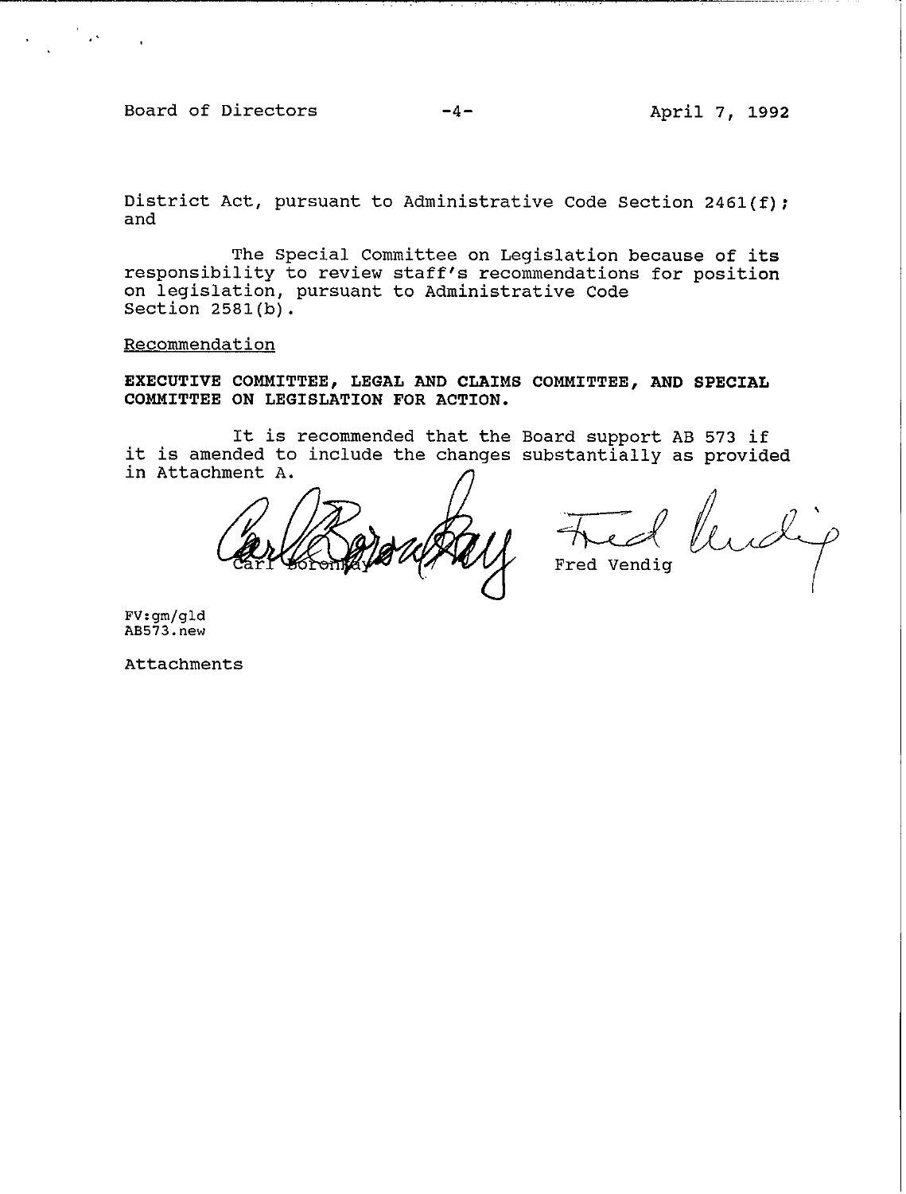District Act, pursuant to Administrative Code Section 2461(f); and

The Special Committee on Legislation because of its responsibility to review staff's recommendations for position on legislation, pursuant to Administrative Code Section 2581(b).

Recommendation

**EXECUTIVE COMMITTEE, LEGAL AND CLAIMS COMMITTEE, AND SPECIAL COMMITTEE ON LEGISLATION FOR ACTION.**

It is recommended that the Board support AB 573 if it is amended to include the changes substantially as provided in Attachment A.

Carl Boronkay

Fred Vendig

FV:gm/gld
AB573.new

Attachments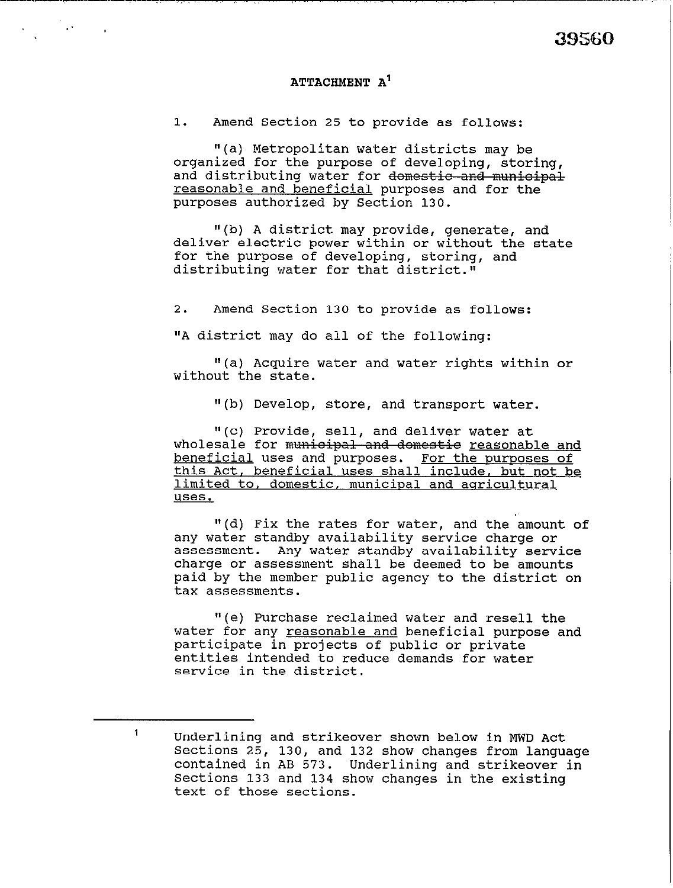## ATTACHMENT A[1]

1. Amend Section 25 to provide as follows:

"(a) Metropolitan water districts may be organized for the purpose of developing, storing, and distributing water for ~~domestic and municipal~~ <u>reasonable and beneficial</u> purposes and for the purposes authorized by Section 130.

"(b) A district may provide, generate, and deliver electric power within or without the state for the purpose of developing, storing, and distributing water for that district."

2. Amend Section 130 to provide as follows:

"A district may do all of the following:

"(a) Acquire water and water rights within or without the state.

"(b) Develop, store, and transport water.

"(c) Provide, sell, and deliver water at wholesale for ~~municipal and domestic~~ <u>reasonable and beneficial</u> uses and purposes. <u>For the purposes of this Act, beneficial uses shall include, but not be limited to, domestic, municipal and agricultural uses.</u>

"(d) Fix the rates for water, and the amount of any water standby availability service charge or assessment. Any water standby availability service charge or assessment shall be deemed to be amounts paid by the member public agency to the district on tax assessments.

"(e) Purchase reclaimed water and resell the water for any <u>reasonable and</u> beneficial purpose and participate in projects of public or private entities intended to reduce demands for water service in the district.

---

[1] Underlining and strikeover shown below in MWD Act Sections 25, 130, and 132 show changes from language contained in AB 573. Underlining and strikeover in Sections 133 and 134 show changes in the existing text of those sections.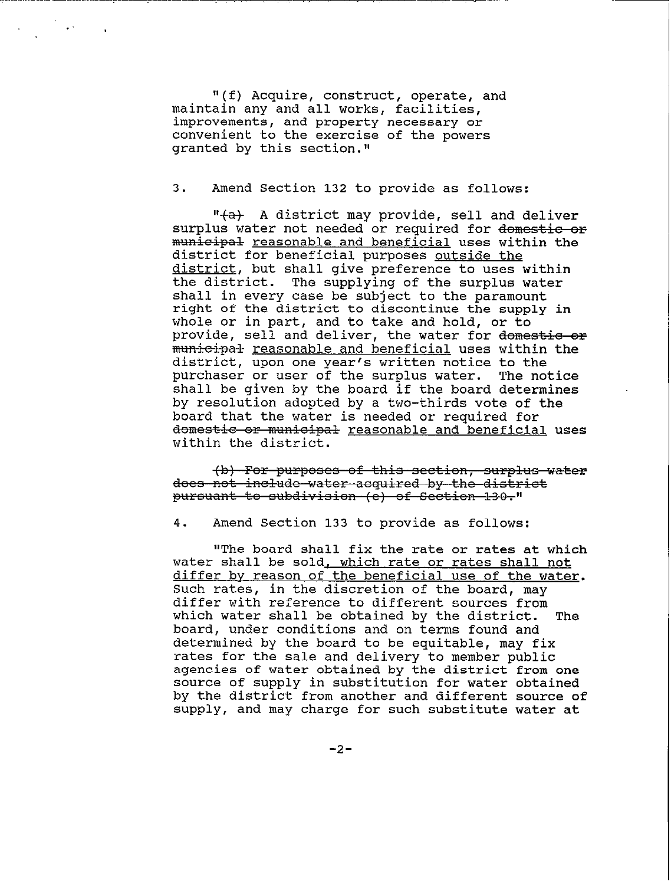"(f) Acquire, construct, operate, and maintain any and all works, facilities, improvements, and property necessary or convenient to the exercise of the powers granted by this section."

3. Amend Section 132 to provide as follows:

"~~(a)~~ A district may provide, sell and deliver surplus water not needed or required for ~~domestic or municipal~~ <u>reasonable and beneficial</u> uses within the district for beneficial purposes <u>outside the district</u>, but shall give preference to uses within the district. The supplying of the surplus water shall in every case be subject to the paramount right of the district to discontinue the supply in whole or in part, and to take and hold, or to provide, sell and deliver, the water for ~~domestic or municipal~~ <u>reasonable and beneficial</u> uses within the district, upon one year's written notice to the purchaser or user of the surplus water. The notice shall be given by the board if the board determines by resolution adopted by a two-thirds vote of the board that the water is needed or required for ~~domestic or municipal~~ <u>reasonable and beneficial</u> uses within the district.

~~(b) For purposes of this section, surplus water does not include water acquired by the district pursuant to subdivision (e) of Section 130.~~"

4. Amend Section 133 to provide as follows:

"The board shall fix the rate or rates at which water shall be sold<u>, which rate or rates shall not differ by reason of the beneficial use of the water</u>. Such rates, in the discretion of the board, may differ with reference to different sources from which water shall be obtained by the district. The board, under conditions and on terms found and determined by the board to be equitable, may fix rates for the sale and delivery to member public agencies of water obtained by the district from one source of supply in substitution for water obtained by the district from another and different source of supply, and may charge for such substitute water at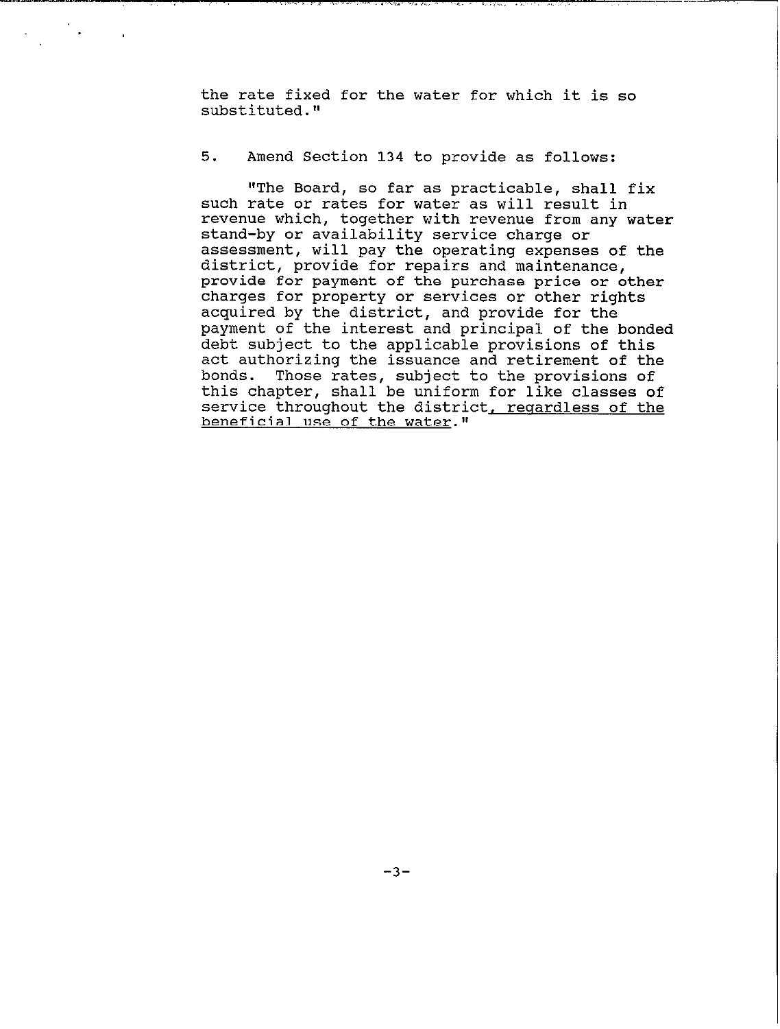the rate fixed for the water for which it is so substituted."

5. Amend Section 134 to provide as follows:

"The Board, so far as practicable, shall fix such rate or rates for water as will result in revenue which, together with revenue from any water stand-by or availability service charge or assessment, will pay the operating expenses of the district, provide for repairs and maintenance, provide for payment of the purchase price or other charges for property or services or other rights acquired by the district, and provide for the payment of the interest and principal of the bonded debt subject to the applicable provisions of this act authorizing the issuance and retirement of the bonds. Those rates, subject to the provisions of this chapter, shall be uniform for like classes of service throughout the district<u>, regardless of the beneficial use of the water</u>."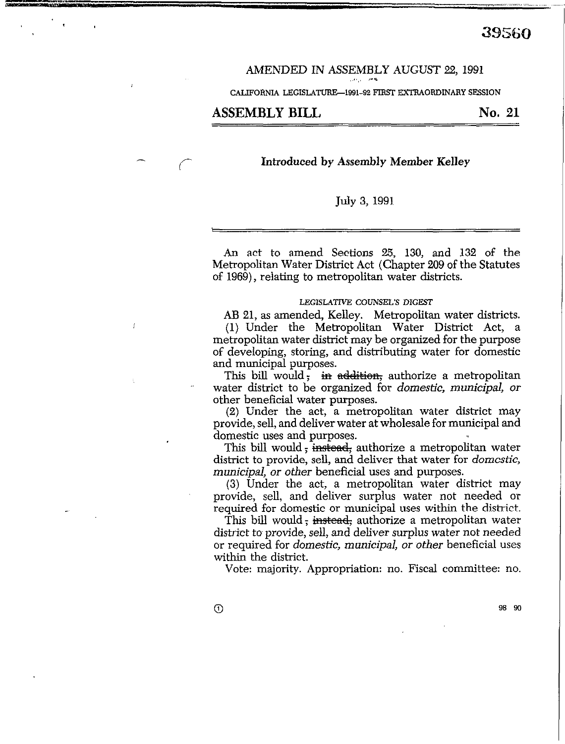39560

AMENDED IN ASSEMBLY AUGUST 22, 1991

CALIFORNIA LEGISLATURE—1991–92 FIRST EXTRAORDINARY SESSION

## ASSEMBLY BILL No. 21

**Introduced by Assembly Member Kelley**

July 3, 1991

An act to amend Sections 25, 130, and 132 of the Metropolitan Water District Act (Chapter 209 of the Statutes of 1969), relating to metropolitan water districts.

LEGISLATIVE COUNSEL'S DIGEST

AB 21, as amended, Kelley. Metropolitan water districts.

(1) Under the Metropolitan Water District Act, a metropolitan water district may be organized for the purpose of developing, storing, and distributing water for domestic and municipal purposes.

This bill would ~~, in addition,~~ authorize a metropolitan water district to be organized for *domestic, municipal, or* other beneficial water purposes.

(2) Under the act, a metropolitan water district may provide, sell, and deliver water at wholesale for municipal and domestic uses and purposes.

This bill would ~~, instead,~~ authorize a metropolitan water district to provide, sell, and deliver that water for *domestic, municipal, or other* beneficial uses and purposes.

(3) Under the act, a metropolitan water district may provide, sell, and deliver surplus water not needed or required for domestic or municipal uses within the district.

This bill would ~~, instead,~~ authorize a metropolitan water district to provide, sell, and deliver surplus water not needed or required for *domestic, municipal, or other* beneficial uses within the district.

Vote: majority. Appropriation: no. Fiscal committee: no.

98 90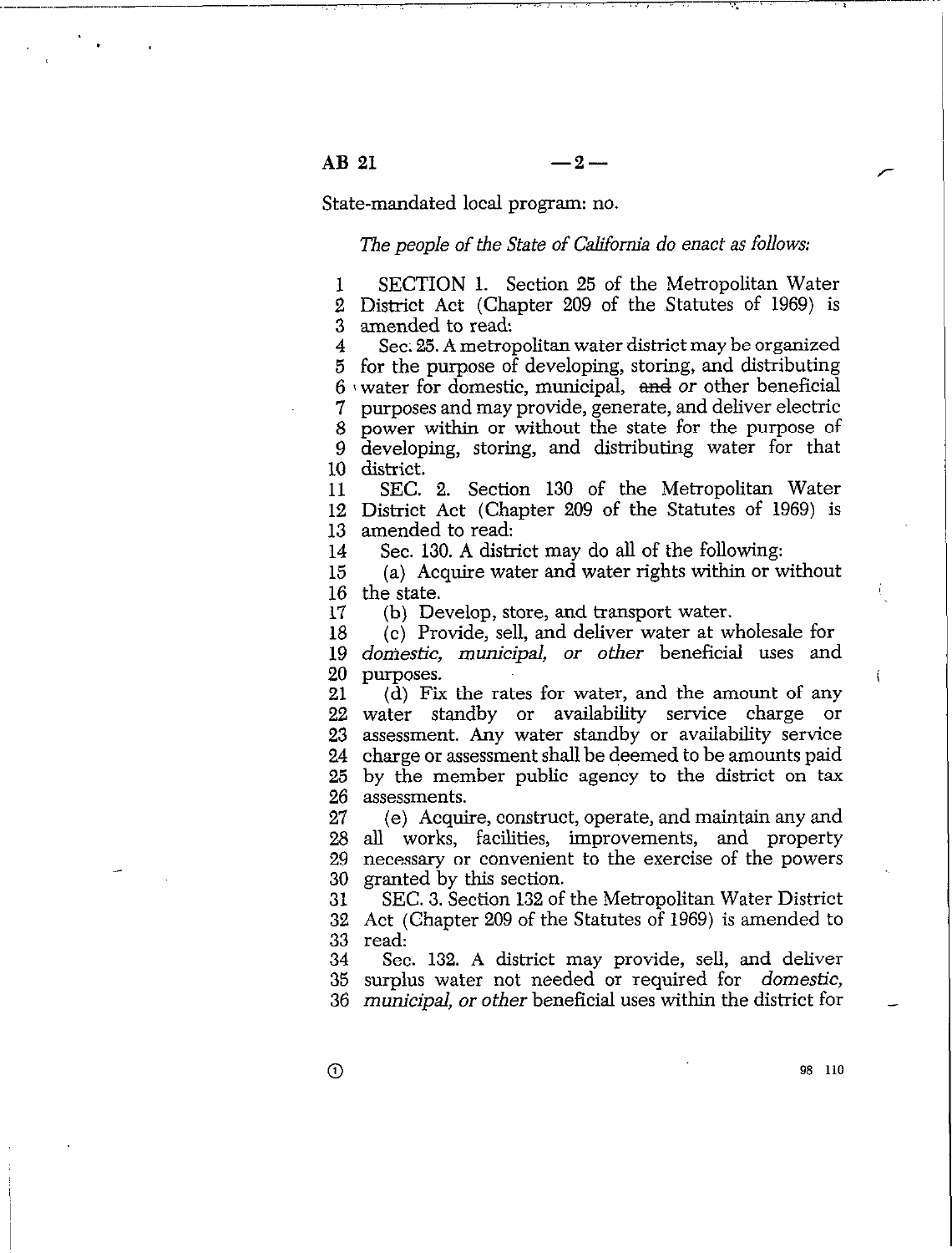State-mandated local program: no.

*The people of the State of California do enact as follows:*

SECTION 1. Section 25 of the Metropolitan Water District Act (Chapter 209 of the Statutes of 1969) is amended to read:

Sec. 25. A metropolitan water district may be organized for the purpose of developing, storing, and distributing water for domestic, municipal, ~~and~~ *or* other beneficial purposes and may provide, generate, and deliver electric power within or without the state for the purpose of developing, storing, and distributing water for that district.

SEC. 2. Section 130 of the Metropolitan Water District Act (Chapter 209 of the Statutes of 1969) is amended to read:

Sec. 130. A district may do all of the following:

(a) Acquire water and water rights within or without the state.

(b) Develop, store, and transport water.

(c) Provide, sell, and deliver water at wholesale for *domestic, municipal, or other* beneficial uses and purposes.

(d) Fix the rates for water, and the amount of any water standby or availability service charge or assessment. Any water standby or availability service charge or assessment shall be deemed to be amounts paid by the member public agency to the district on tax assessments.

(e) Acquire, construct, operate, and maintain any and all works, facilities, improvements, and property necessary or convenient to the exercise of the powers granted by this section.

SEC. 3. Section 132 of the Metropolitan Water District Act (Chapter 209 of the Statutes of 1969) is amended to read:

Sec. 132. A district may provide, sell, and deliver surplus water not needed or required for *domestic, municipal, or other* beneficial uses within the district for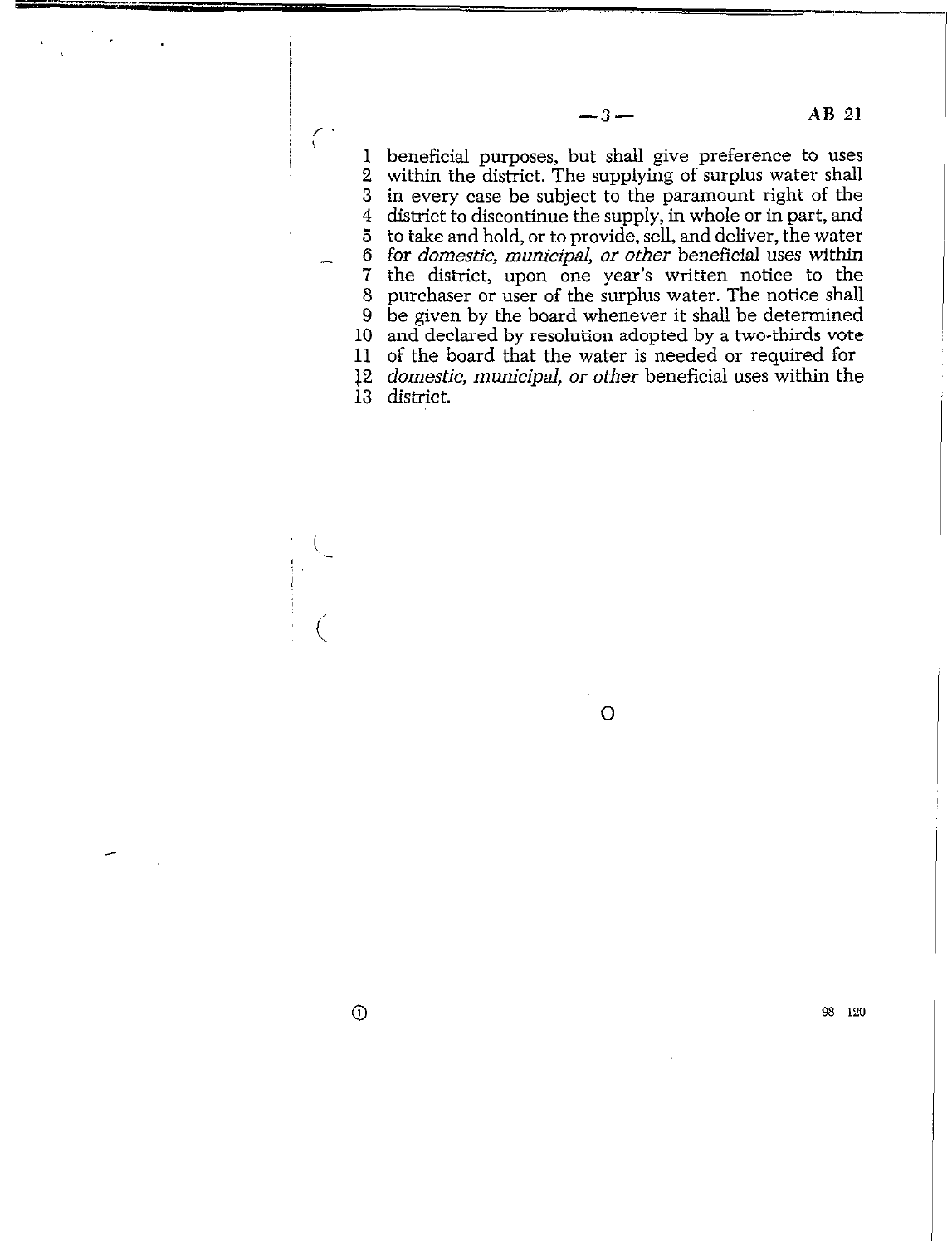beneficial purposes, but shall give preference to uses within the district. The supplying of surplus water shall in every case be subject to the paramount right of the district to discontinue the supply, in whole or in part, and to take and hold, or to provide, sell, and deliver, the water for *domestic, municipal, or other* beneficial uses within the district, upon one year's written notice to the purchaser or user of the surplus water. The notice shall be given by the board whenever it shall be determined and declared by resolution adopted by a two-thirds vote of the board that the water is needed or required for *domestic, municipal, or other* beneficial uses within the district.

O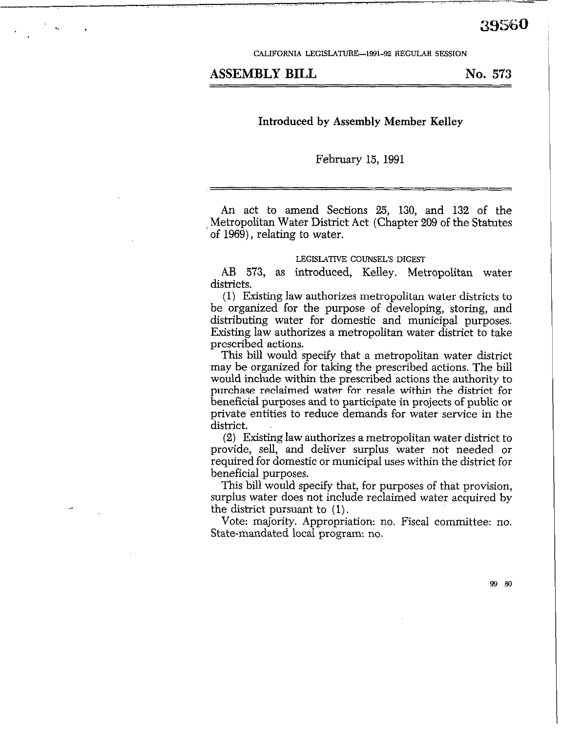CALIFORNIA LEGISLATURE—1991–92 REGULAR SESSION

## ASSEMBLY BILL No. 573

**Introduced by Assembly Member Kelley**

February 15, 1991

An act to amend Sections 25, 130, and 132 of the Metropolitan Water District Act (Chapter 209 of the Statutes of 1969), relating to water.

LEGISLATIVE COUNSEL'S DIGEST

AB 573, as introduced, Kelley. Metropolitan water districts.

(1) Existing law authorizes metropolitan water districts to be organized for the purpose of developing, storing, and distributing water for domestic and municipal purposes. Existing law authorizes a metropolitan water district to take prescribed actions.

This bill would specify that a metropolitan water district may be organized for taking the prescribed actions. The bill would include within the prescribed actions the authority to purchase reclaimed water for resale within the district for beneficial purposes and to participate in projects of public or private entities to reduce demands for water service in the district.

(2) Existing law authorizes a metropolitan water district to provide, sell, and deliver surplus water not needed or required for domestic or municipal uses within the district for beneficial purposes.

This bill would specify that, for purposes of that provision, surplus water does not include reclaimed water acquired by the district pursuant to (1).

Vote: majority. Appropriation: no. Fiscal committee: no. State-mandated local program: no.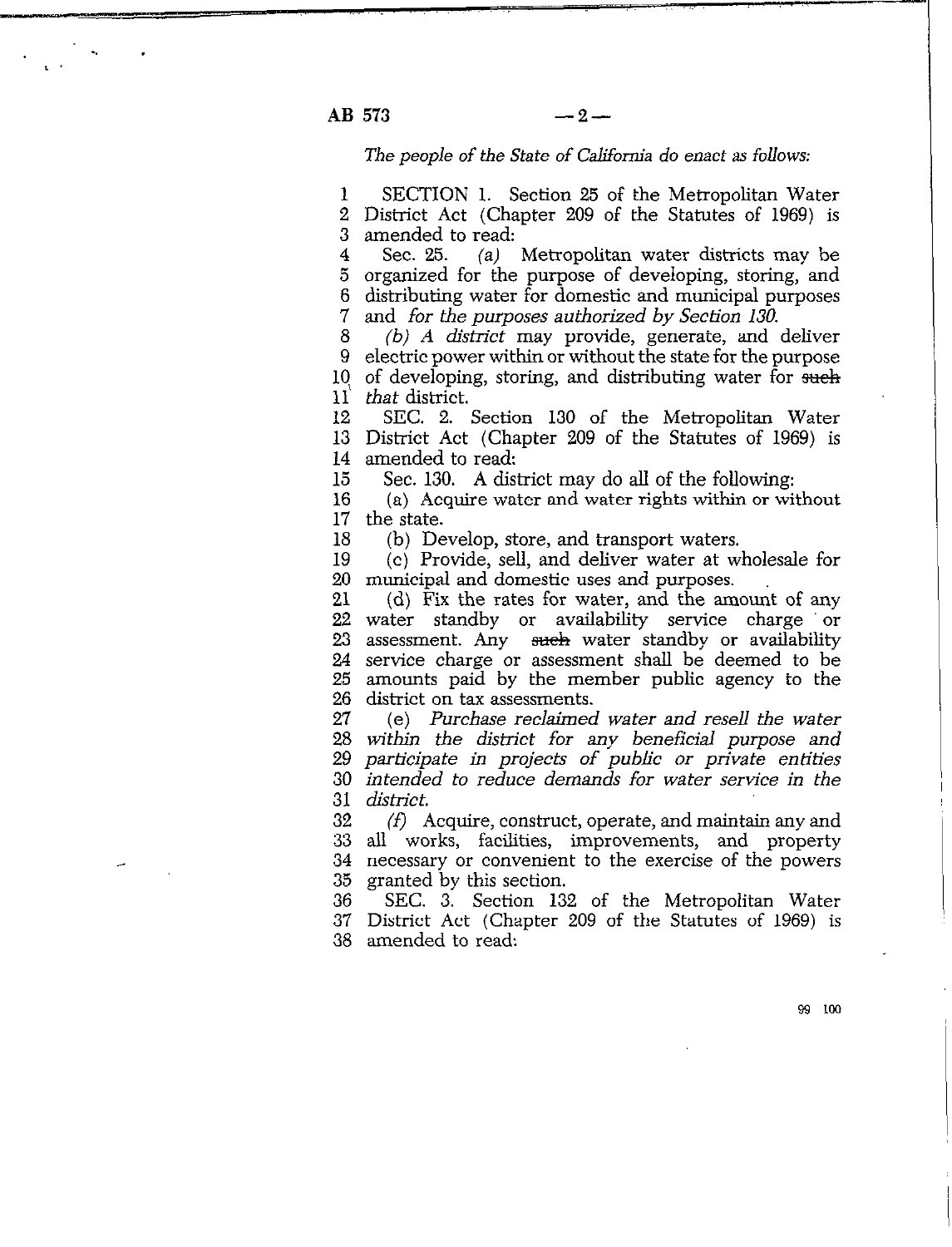*The people of the State of California do enact as follows:*

SECTION 1. Section 25 of the Metropolitan Water District Act (Chapter 209 of the Statutes of 1969) is amended to read:

Sec. 25. *(a)* Metropolitan water districts may be organized for the purpose of developing, storing, and distributing water for domestic and municipal purposes and *for the purposes authorized by Section 130.*

*(b) A district* may provide, generate, and deliver electric power within or without the state for the purpose of developing, storing, and distributing water for ~~such~~ *that* district.

SEC. 2. Section 130 of the Metropolitan Water District Act (Chapter 209 of the Statutes of 1969) is amended to read:

Sec. 130. A district may do all of the following:

(a) Acquire water and water rights within or without the state.

(b) Develop, store, and transport waters.

(c) Provide, sell, and deliver water at wholesale for municipal and domestic uses and purposes.

(d) Fix the rates for water, and the amount of any water standby or availability service charge or assessment. Any ~~such~~ water standby or availability service charge or assessment shall be deemed to be amounts paid by the member public agency to the district on tax assessments.

(e) *Purchase reclaimed water and resell the water within the district for any beneficial purpose and participate in projects of public or private entities intended to reduce demands for water service in the district.*

*(f)* Acquire, construct, operate, and maintain any and all works, facilities, improvements, and property necessary or convenient to the exercise of the powers granted by this section.

SEC. 3. Section 132 of the Metropolitan Water District Act (Chapter 209 of the Statutes of 1969) is amended to read: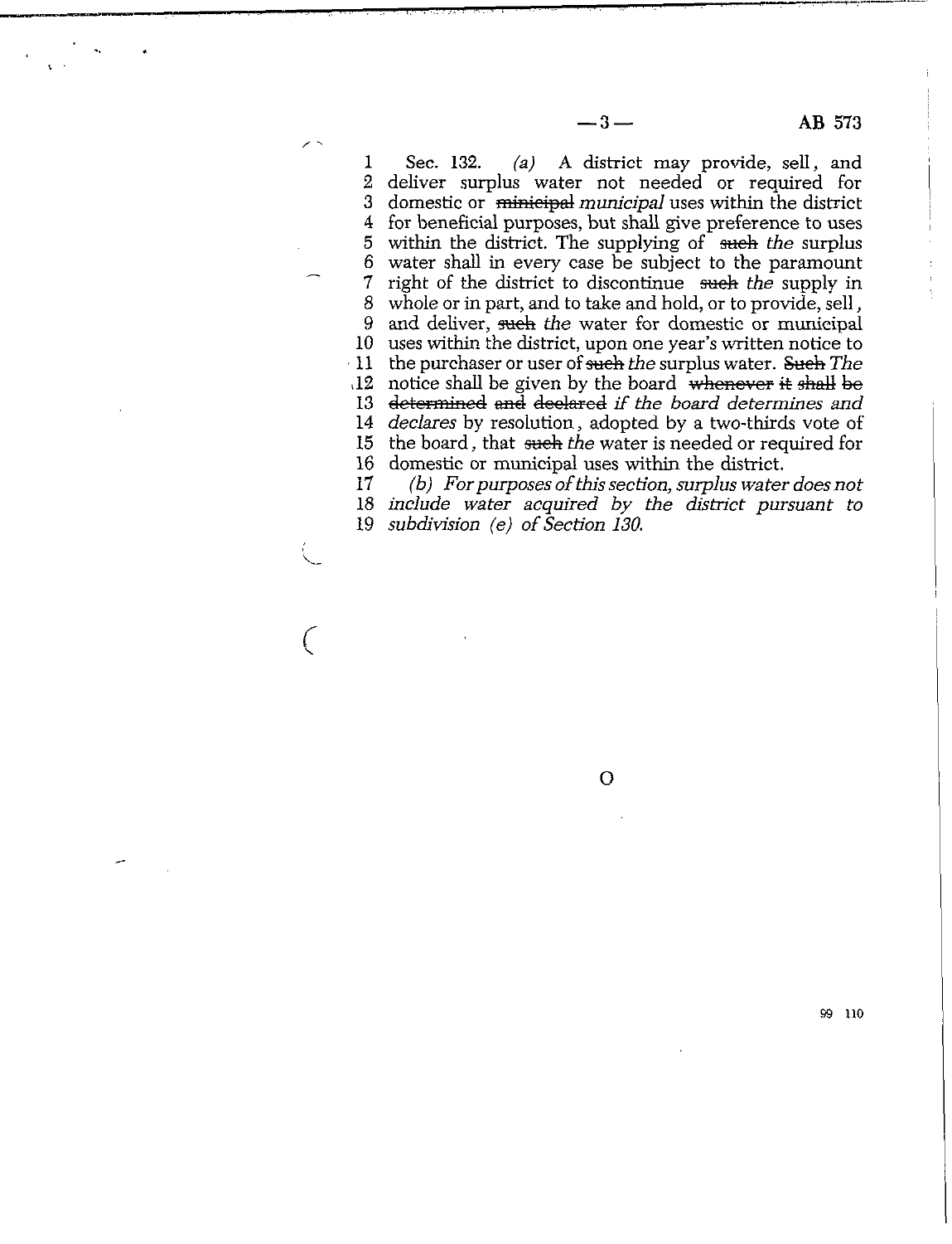Sec. 132. *(a)* A district may provide, sell, and deliver surplus water not needed or required for domestic or ~~minicipal~~ *municipal* uses within the district for beneficial purposes, but shall give preference to uses within the district. The supplying of ~~such~~ *the* surplus water shall in every case be subject to the paramount right of the district to discontinue ~~such~~ *the* supply in whole or in part, and to take and hold, or to provide, sell, and deliver, ~~such~~ *the* water for domestic or municipal uses within the district, upon one year's written notice to the purchaser or user of ~~such~~ *the* surplus water. ~~Such~~ *The* notice shall be given by the board ~~whenever it shall be determined and declared~~ *if the board determines and declares* by resolution, adopted by a two-thirds vote of the board, that ~~such~~ *the* water is needed or required for domestic or municipal uses within the district.

*(b) For purposes of this section, surplus water does not include water acquired by the district pursuant to subdivision (e) of Section 130.*